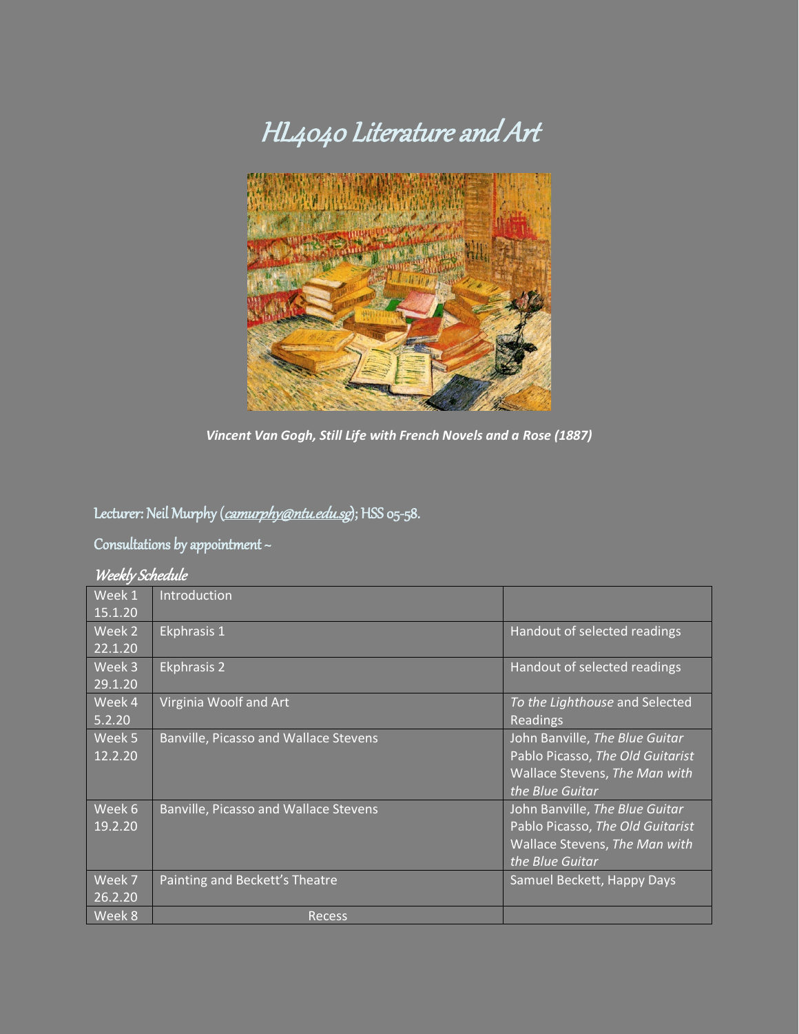# HL4040 Literature and Art

***Vincent Van Gogh, Still Life with French Novels and a Rose (1887)***

## Lecturer: Neil Murphy (camurphy@ntu.edu.sg); HSS 05-58.

## Consultations by appointment ~

### *Weekly Schedule*

| | | |
|---|---|---|
| Week 1 15.1.20 | Introduction | |
| Week 2 22.1.20 | Ekphrasis 1 | Handout of selected readings |
| Week 3 29.1.20 | Ekphrasis 2 | Handout of selected readings |
| Week 4 5.2.20 | Virginia Woolf and Art | *To the Lighthouse* and Selected Readings |
| Week 5 12.2.20 | Banville, Picasso and Wallace Stevens | John Banville, *The Blue Guitar* Pablo Picasso, *The Old Guitarist* Wallace Stevens, *The Man with the Blue Guitar* |
| Week 6 19.2.20 | Banville, Picasso and Wallace Stevens | John Banville, *The Blue Guitar* Pablo Picasso, *The Old Guitarist* Wallace Stevens, *The Man with the Blue Guitar* |
| Week 7 26.2.20 | Painting and Beckett's Theatre | Samuel Beckett, Happy Days |
| Week 8 | Recess | |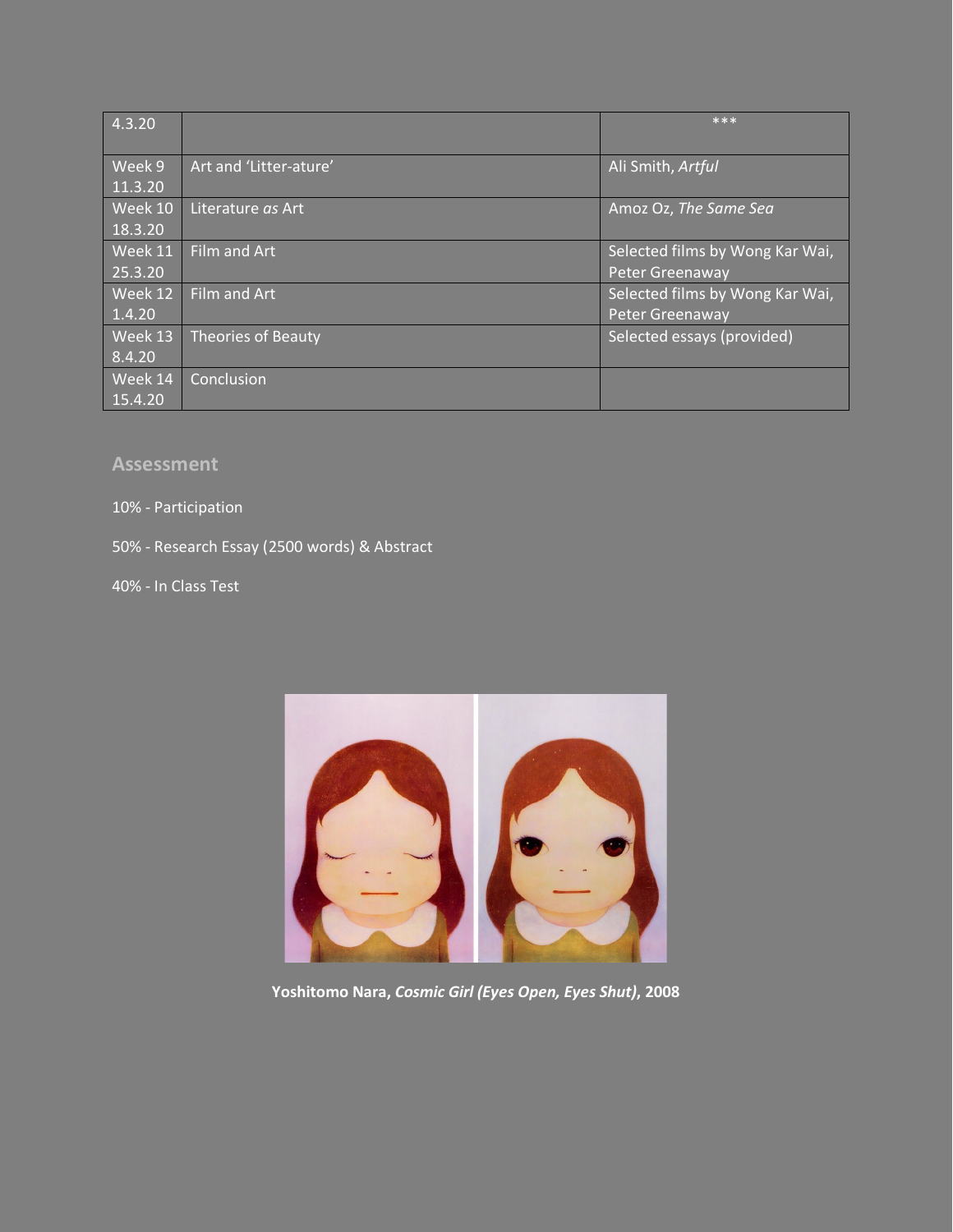| 4.3.20 | | *** |
|---|---|---|
| Week 9 11.3.20 | Art and 'Litter-ature' | Ali Smith, *Artful* |
| Week 10 18.3.20 | Literature *as* Art | Amoz Oz, *The Same Sea* |
| Week 11 25.3.20 | Film and Art | Selected films by Wong Kar Wai, Peter Greenaway |
| Week 12 1.4.20 | Film and Art | Selected films by Wong Kar Wai, Peter Greenaway |
| Week 13 8.4.20 | Theories of Beauty | Selected essays (provided) |
| Week 14 15.4.20 | Conclusion | |

## Assessment

10% - Participation

50% - Research Essay (2500 words) & Abstract

40% - In Class Test

**Yoshitomo Nara, *Cosmic Girl (Eyes Open, Eyes Shut)*, 2008**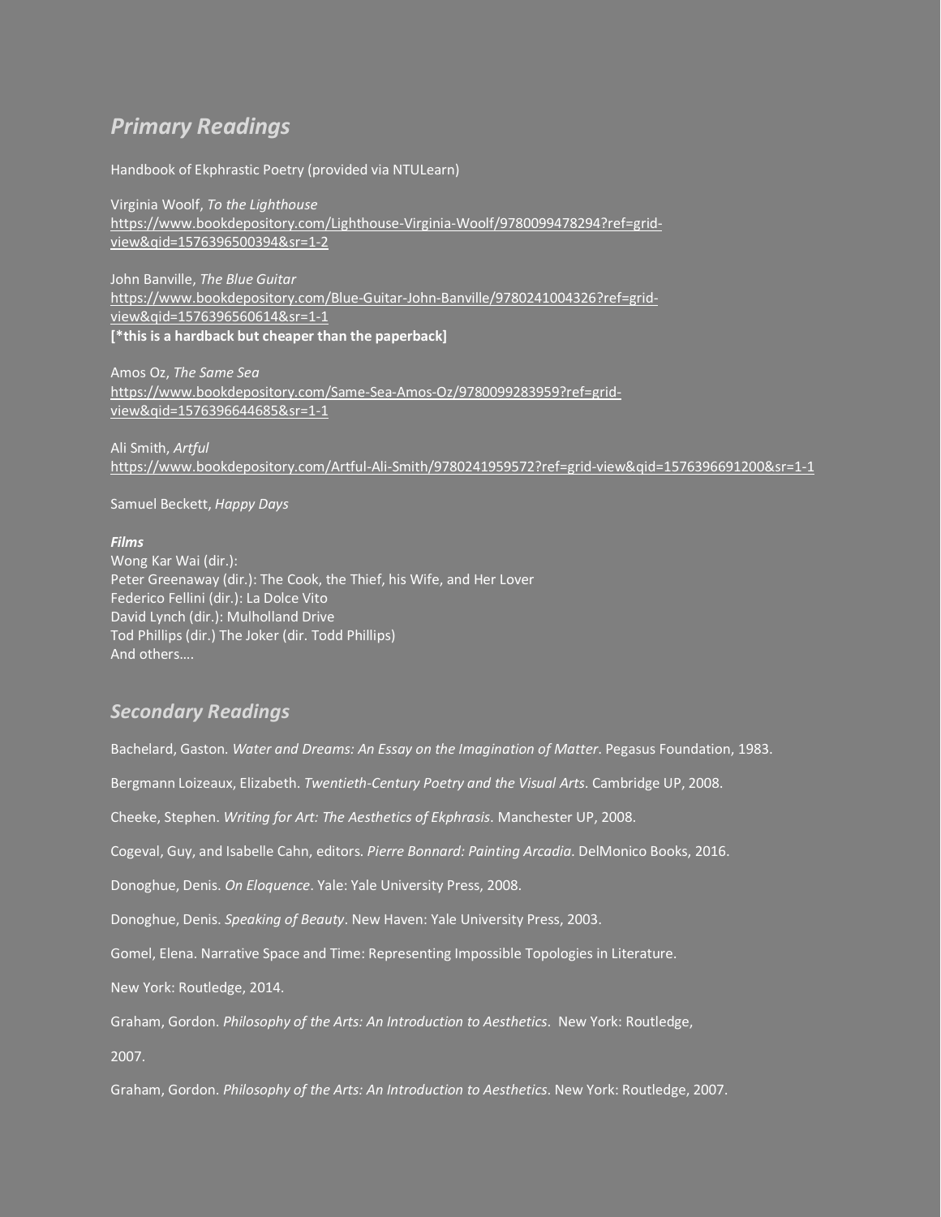## *Primary Readings*

Handbook of Ekphrastic Poetry (provided via NTULearn)

Virginia Woolf, *To the Lighthouse*
https://www.bookdepository.com/Lighthouse-Virginia-Woolf/9780099478294?ref=grid-view&qid=1576396500394&sr=1-2

John Banville, *The Blue Guitar*
https://www.bookdepository.com/Blue-Guitar-John-Banville/9780241004326?ref=grid-view&qid=1576396560614&sr=1-1
**[*this is a hardback but cheaper than the paperback]**

Amos Oz, *The Same Sea*
https://www.bookdepository.com/Same-Sea-Amos-Oz/9780099283959?ref=grid-view&qid=1576396644685&sr=1-1

Ali Smith, *Artful*
https://www.bookdepository.com/Artful-Ali-Smith/9780241959572?ref=grid-view&qid=1576396691200&sr=1-1

Samuel Beckett, *Happy Days*

***Films***
Wong Kar Wai (dir.):
Peter Greenaway (dir.): The Cook, the Thief, his Wife, and Her Lover
Federico Fellini (dir.): La Dolce Vito
David Lynch (dir.): Mulholland Drive
Tod Phillips (dir.) The Joker (dir. Todd Phillips)
And others….

## *Secondary Readings*

Bachelard, Gaston. *Water and Dreams: An Essay on the Imagination of Matter*. Pegasus Foundation, 1983.

Bergmann Loizeaux, Elizabeth. *Twentieth-Century Poetry and the Visual Arts*. Cambridge UP, 2008.

Cheeke, Stephen. *Writing for Art: The Aesthetics of Ekphrasis.* Manchester UP, 2008.

Cogeval, Guy, and Isabelle Cahn, editors. *Pierre Bonnard: Painting Arcadia*. DelMonico Books, 2016.

Donoghue, Denis. *On Eloquence*. Yale: Yale University Press, 2008.

Donoghue, Denis. *Speaking of Beauty*. New Haven: Yale University Press, 2003.

Gomel, Elena. Narrative Space and Time: Representing Impossible Topologies in Literature.

New York: Routledge, 2014.

Graham, Gordon. *Philosophy of the Arts: An Introduction to Aesthetics*. New York: Routledge,

2007.

Graham, Gordon. *Philosophy of the Arts: An Introduction to Aesthetics*. New York: Routledge, 2007.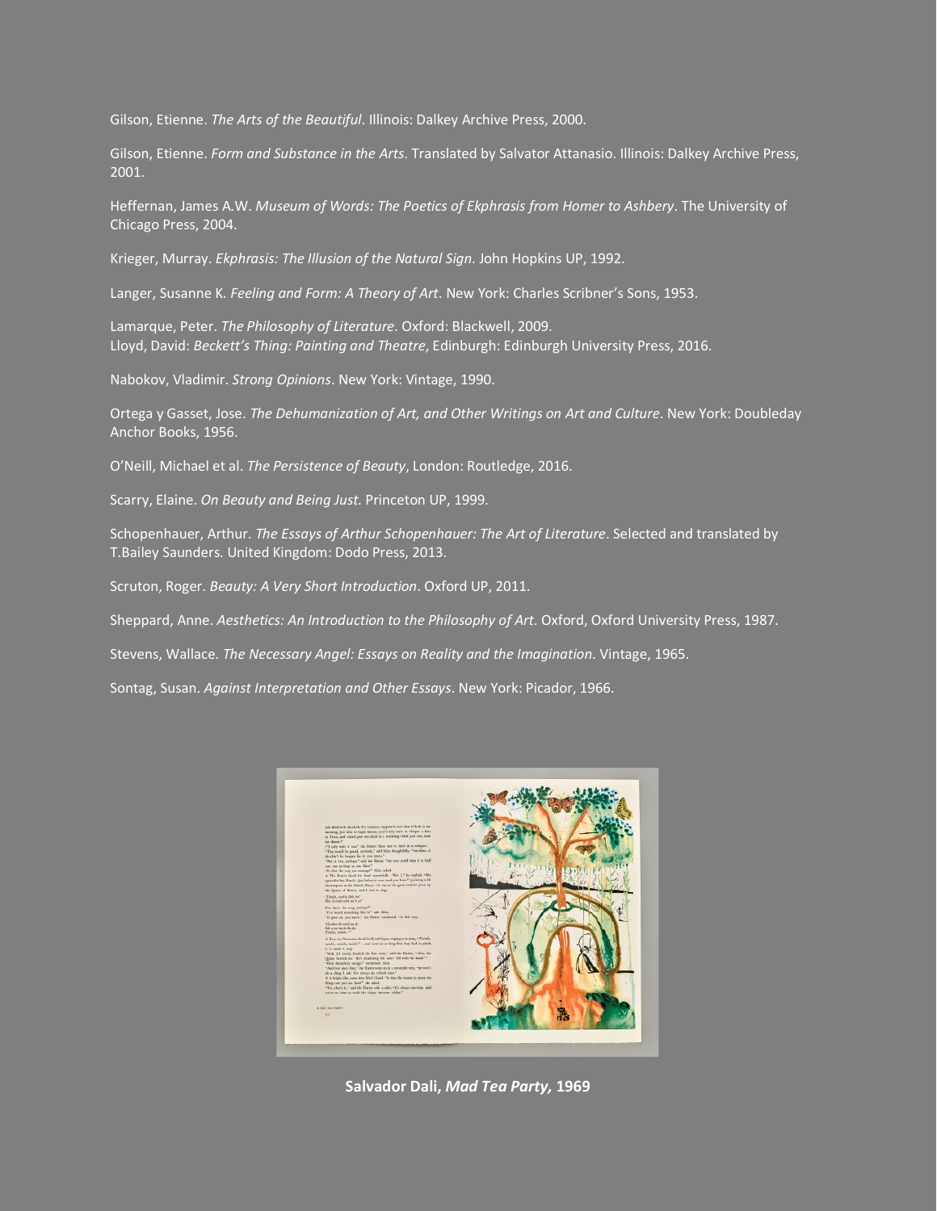Gilson, Etienne. *The Arts of the Beautiful*. Illinois: Dalkey Archive Press, 2000.

Gilson, Etienne. *Form and Substance in the Arts*. Translated by Salvator Attanasio. Illinois: Dalkey Archive Press, 2001.

Heffernan, James A.W. *Museum of Words: The Poetics of Ekphrasis from Homer to Ashbery*. The University of Chicago Press, 2004.

Krieger, Murray. *Ekphrasis: The Illusion of the Natural Sign*. John Hopkins UP, 1992.

Langer, Susanne K. *Feeling and Form: A Theory of Art*. New York: Charles Scribner's Sons, 1953.

Lamarque, Peter. *The Philosophy of Literature*. Oxford: Blackwell, 2009.
Lloyd, David: *Beckett's Thing: Painting and Theatre*, Edinburgh: Edinburgh University Press, 2016.

Nabokov, Vladimir. *Strong Opinions*. New York: Vintage, 1990.

Ortega y Gasset, Jose. *The Dehumanization of Art, and Other Writings on Art and Culture*. New York: Doubleday Anchor Books, 1956.

O'Neill, Michael et al. *The Persistence of Beauty*, London: Routledge, 2016.

Scarry, Elaine. *On Beauty and Being Just*. Princeton UP, 1999.

Schopenhauer, Arthur. *The Essays of Arthur Schopenhauer: The Art of Literature*. Selected and translated by T.Bailey Saunders. United Kingdom: Dodo Press, 2013.

Scruton, Roger. *Beauty: A Very Short Introduction*. Oxford UP, 2011.

Sheppard, Anne. *Aesthetics: An Introduction to the Philosophy of Art*. Oxford, Oxford University Press, 1987.

Stevens, Wallace. *The Necessary Angel: Essays on Reality and the Imagination*. Vintage, 1965.

Sontag, Susan. *Against Interpretation and Other Essays*. New York: Picador, 1966.

**Salvador Dali, *Mad Tea Party,* 1969**